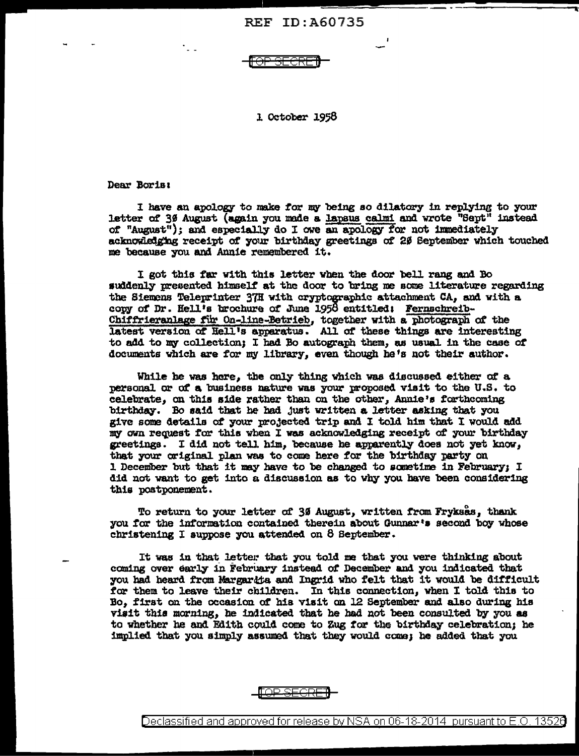TOP SECRET

1 October 1958

Dear Boris:

I have an apology to make for my being so dilatory in replying to your letter of 30 August (again you made a lapsus calmi and wrote "Sept" instead of "August"); and especially do I owe an apology for not immediately acknowledging receipt of your birthday greetings of 20 September which touched me because you and Annie remembered it.

I got this far with this letter when the door bell rang and Bo suddenly presented himself at the door to bring me some literature regarding the Siemens Teleprinter 37H with cryptographic attachment CA, and with a copy of Dr. Hell's brochure of June 1958 entitled: Fernschreib-Chiffrieranlage für On-line-Betrieb, together with a photograph of the latest version of Hell's apparatus. All of these things are interesting to add to my collection; I had Bo autograph them, as usual in the case of documents which are for my library, even though he's not their author.

While he was here, the only thing which was discussed either of a personal or of a business nature was your proposed visit to the U.S. to celebrate, on this side rather than on the other, Annie's forthcoming birthday. Bo said that he had just written a letter asking that you give some details of your projected trip and I told him that I would add my own request for this when I was acknowledging receipt of your birthday greetings. I did not tell him, because he apparently does not yet know, that your original plan was to come here for the birthday party on 1 December but that it may have to be changed to sometime in February; I did not want to get into a discussion as to why you have been considering this postponement.

To return to your letter of 30 August, written from Fryksås, thank you for the information contained therein about Gunnar's second boy whose christening I suppose you attended on 8 September.

It was in that letter that you told me that you were thinking about coming over early in February instead of December and you indicated that you had heard from Margaritta and Ingrid who felt that it would be difficult for them to leave their children. In this connection, when I told this to Bo, first on the occasion of his visit on 12 September and also during his visit this morning, he indicated that he had not been consulted by you as to whether he and Edith could come to Zug for the birthday celebration; he implied that you simply assumed that they would come; he added that you

TOP SECRET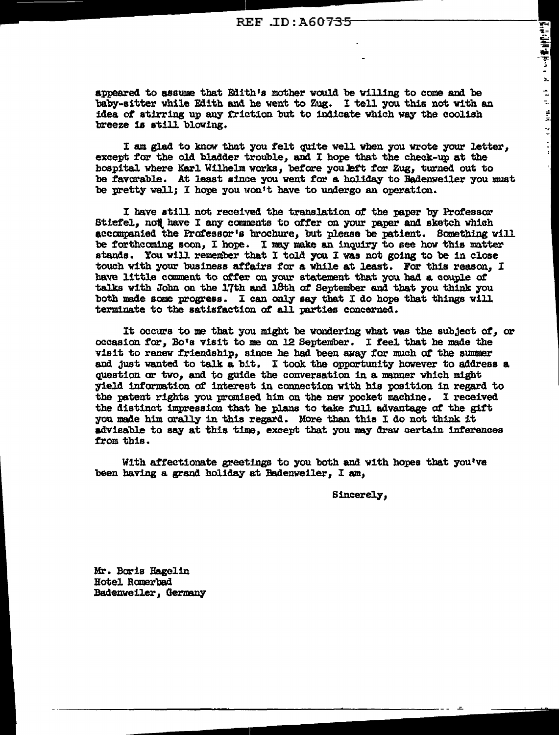appeared to assume that Edith's mother would be willing to come and be baby-sitter while Edith and he went to Zug. I tell you this not with an idea of stirring up any friction but to indicate which way the coolish breeze is still blowing.

I am glad to know that you felt quite well when you wrote your letter, except for the old bladder trouble, and I hope that the check-up at the hospital where Karl Wilhelm works, before you left for Zug, turned out to be favorable. At least since you went for a holiday to Badenweiler you must be pretty well; I hope you won't have to undergo an operation.

I have still not received the translation of the paper by Professor Stiefel, nor have I any comments to offer on your paper and sketch which accompanied the Professor's brochure, but please be patient. Something will be forthcoming soon, I hope. I may make an inquiry to see how this matter stands. You will remember that I told you I was not going to be in close touch with your business affairs for a while at least. For this reason, I have little comment to offer on your statement that you had a couple of talks with John on the 17th and 18th of September and that you think you both made some progress. I can only say that I do hope that things will terminate to the satisfaction of all parties concerned.

It occurs to me that you might be wondering what was the subject of, or occasion for, Bo's visit to me on 12 September. I feel that he made the visit to renew friendship, since he had been away for much of the summer and just wanted to talk a bit. I took the opportunity however to address a question or two, and to guide the conversation in a manner which might yield information of interest in connection with his position in regard to the patent rights you promised him on the new pocket machine. I received the distinct impression that he plans to take full advantage of the gift you made him orally in this regard. More than this I do not think it advisable to say at this time, except that you may draw certain inferences from this.

With affectionate greetings to you both and with hopes that you've been having a grand holiday at Badenweiler, I am,

Sincerely,

Mr. Boris Hagelin
Hotel Romerbad
Badenweiler, Germany